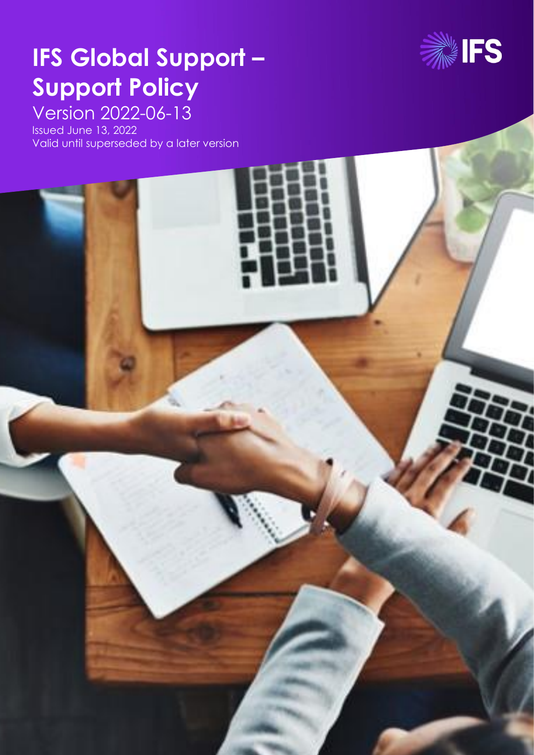# IFS Global Support – Support Policy

Version 2022-06-13

Issued June 13, 2022

Valid until superseded by a later version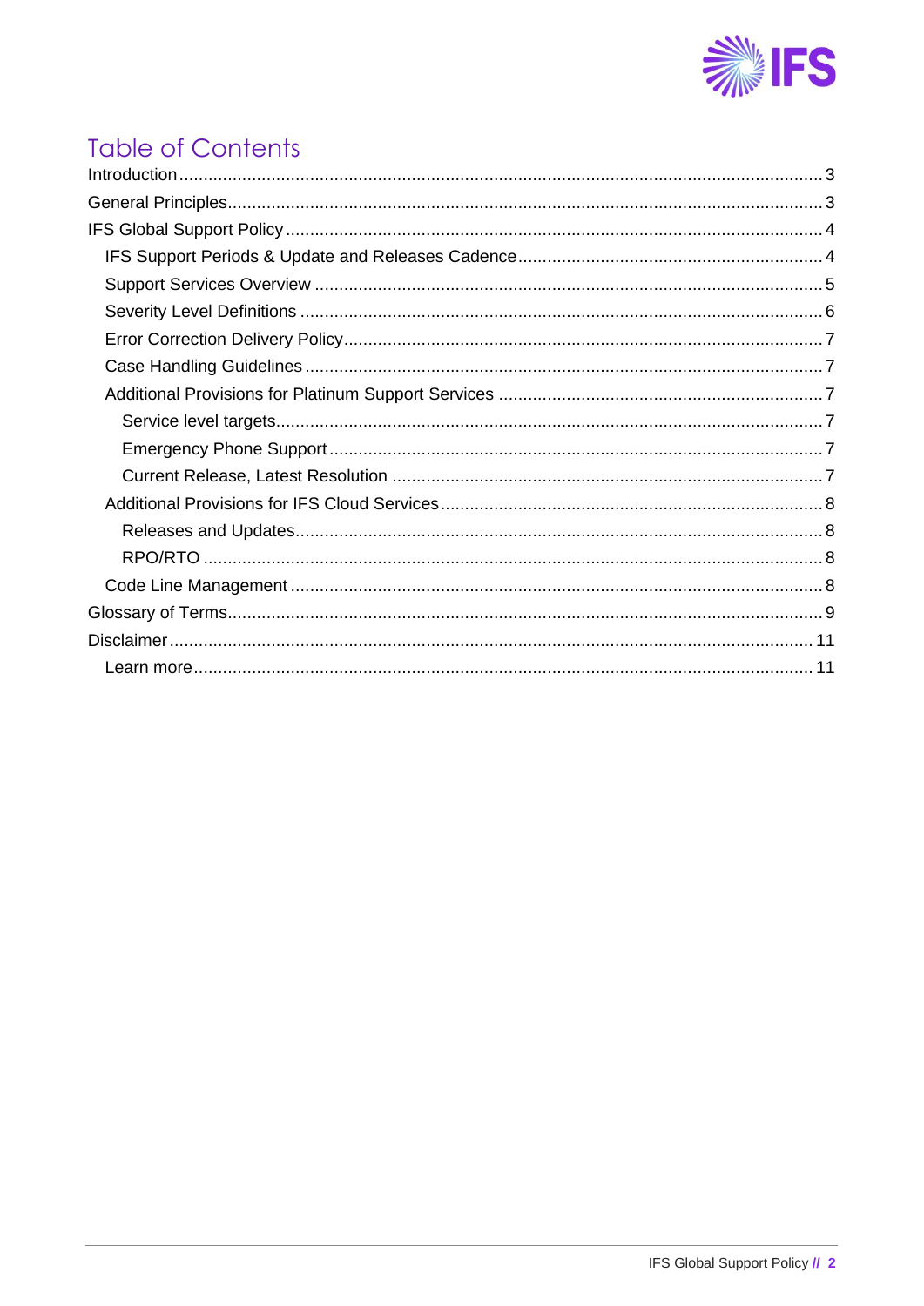# Table of Contents

- Introduction ........ 3
- General Principles ........ 3
- IFS Global Support Policy ........ 4
  - IFS Support Periods & Update and Releases Cadence ........ 4
  - Support Services Overview ........ 5
  - Severity Level Definitions ........ 6
  - Error Correction Delivery Policy ........ 7
  - Case Handling Guidelines ........ 7
  - Additional Provisions for Platinum Support Services ........ 7
    - Service level targets ........ 7
    - Emergency Phone Support ........ 7
    - Current Release, Latest Resolution ........ 7
  - Additional Provisions for IFS Cloud Services ........ 8
    - Releases and Updates ........ 8
    - RPO/RTO ........ 8
  - Code Line Management ........ 8
- Glossary of Terms ........ 9
- Disclaimer ........ 11
  - Learn more ........ 11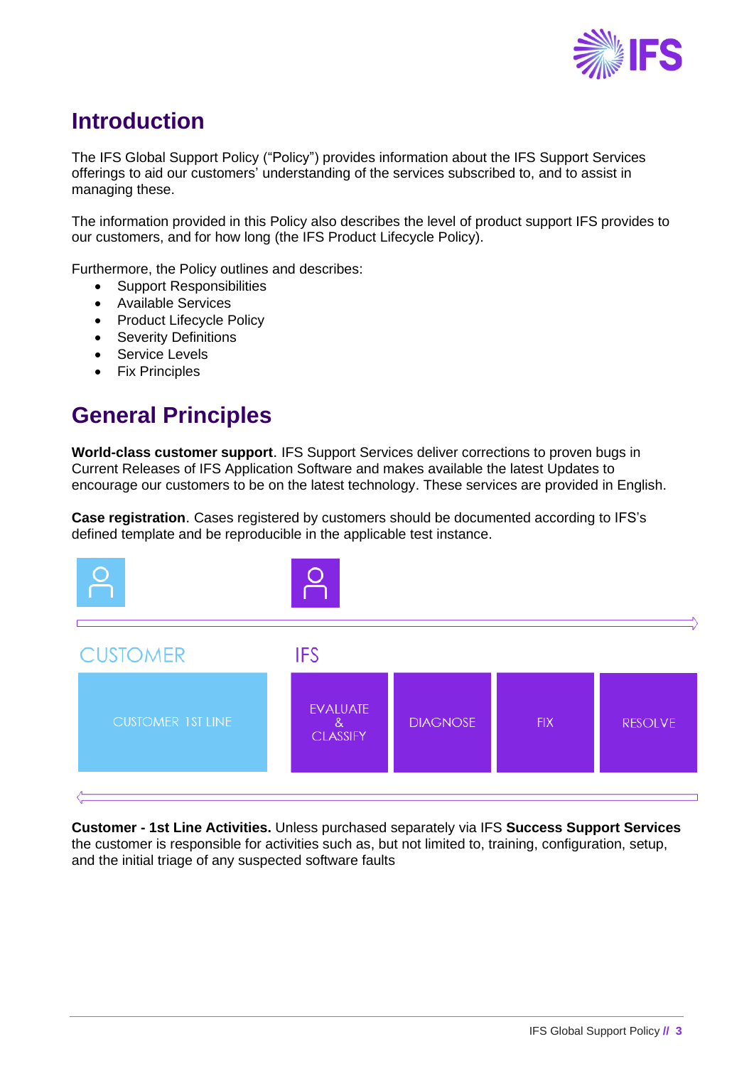# Introduction

The IFS Global Support Policy ("Policy") provides information about the IFS Support Services offerings to aid our customers' understanding of the services subscribed to, and to assist in managing these.

The information provided in this Policy also describes the level of product support IFS provides to our customers, and for how long (the IFS Product Lifecycle Policy).

Furthermore, the Policy outlines and describes:

- Support Responsibilities
- Available Services
- Product Lifecycle Policy
- Severity Definitions
- Service Levels
- Fix Principles

# General Principles

**World-class customer support**. IFS Support Services deliver corrections to proven bugs in Current Releases of IFS Application Software and makes available the latest Updates to encourage our customers to be on the latest technology. These services are provided in English.

**Case registration**. Cases registered by customers should be documented according to IFS's defined template and be reproducible in the applicable test instance.

| CUSTOMER | IFS | | | |
|---|---|---|---|---|
| CUSTOMER 1ST LINE | EVALUATE & CLASSIFY | DIAGNOSE | FIX | RESOLVE |

**Customer - 1st Line Activities.** Unless purchased separately via IFS **Success Support Services** the customer is responsible for activities such as, but not limited to, training, configuration, setup, and the initial triage of any suspected software faults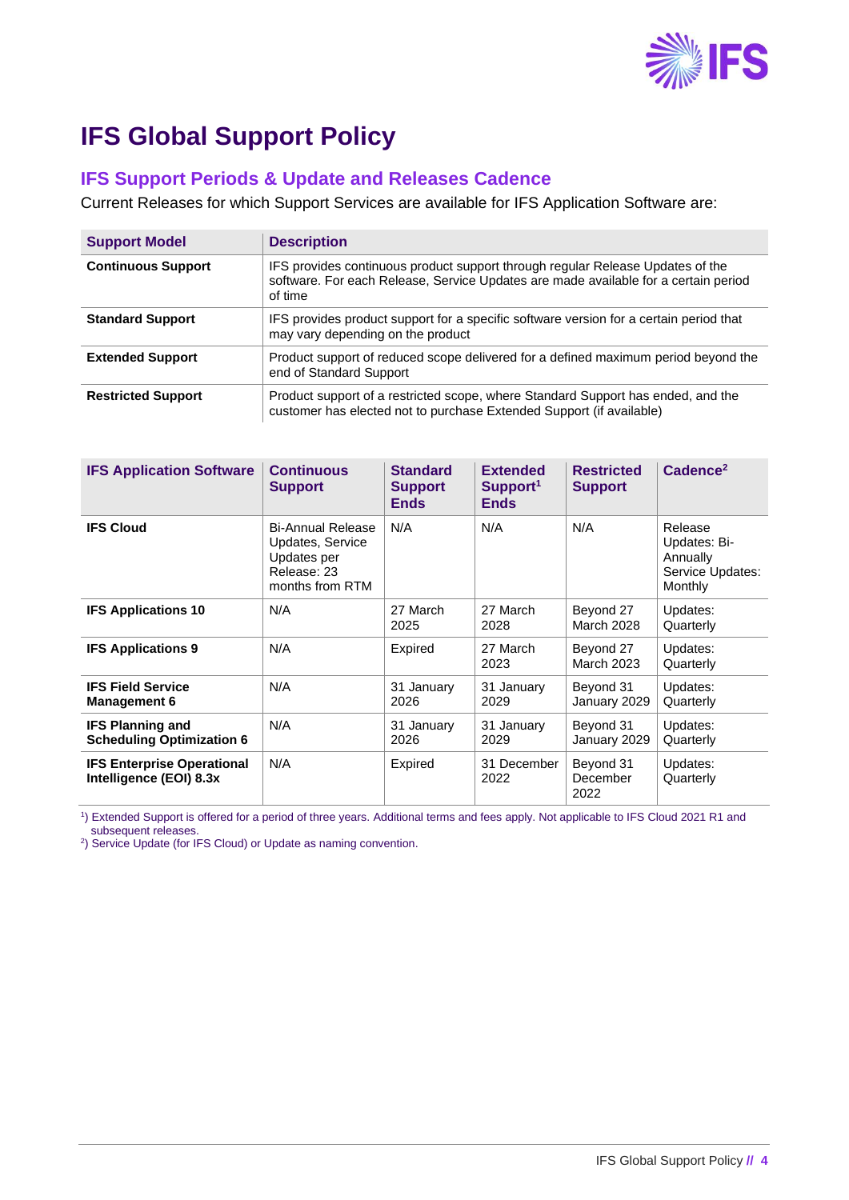# IFS Global Support Policy

## IFS Support Periods & Update and Releases Cadence

Current Releases for which Support Services are available for IFS Application Software are:

| Support Model | Description |
|---|---|
| **Continuous Support** | IFS provides continuous product support through regular Release Updates of the software. For each Release, Service Updates are made available for a certain period of time |
| **Standard Support** | IFS provides product support for a specific software version for a certain period that may vary depending on the product |
| **Extended Support** | Product support of reduced scope delivered for a defined maximum period beyond the end of Standard Support |
| **Restricted Support** | Product support of a restricted scope, where Standard Support has ended, and the customer has elected not to purchase Extended Support (if available) |

| IFS Application Software | Continuous Support | Standard Support Ends | Extended Support[1] Ends | Restricted Support | Cadence[2] |
|---|---|---|---|---|---|
| **IFS Cloud** | Bi-Annual Release Updates, Service Updates per Release: 23 months from RTM | N/A | N/A | N/A | Release Updates: Bi-Annually Service Updates: Monthly |
| **IFS Applications 10** | N/A | 27 March 2025 | 27 March 2028 | Beyond 27 March 2028 | Updates: Quarterly |
| **IFS Applications 9** | N/A | Expired | 27 March 2023 | Beyond 27 March 2023 | Updates: Quarterly |
| **IFS Field Service Management 6** | N/A | 31 January 2026 | 31 January 2029 | Beyond 31 January 2029 | Updates: Quarterly |
| **IFS Planning and Scheduling Optimization 6** | N/A | 31 January 2026 | 31 January 2029 | Beyond 31 January 2029 | Updates: Quarterly |
| **IFS Enterprise Operational Intelligence (EOI) 8.3x** | N/A | Expired | 31 December 2022 | Beyond 31 December 2022 | Updates: Quarterly |

[1]) Extended Support is offered for a period of three years. Additional terms and fees apply. Not applicable to IFS Cloud 2021 R1 and subsequent releases.
[2]) Service Update (for IFS Cloud) or Update as naming convention.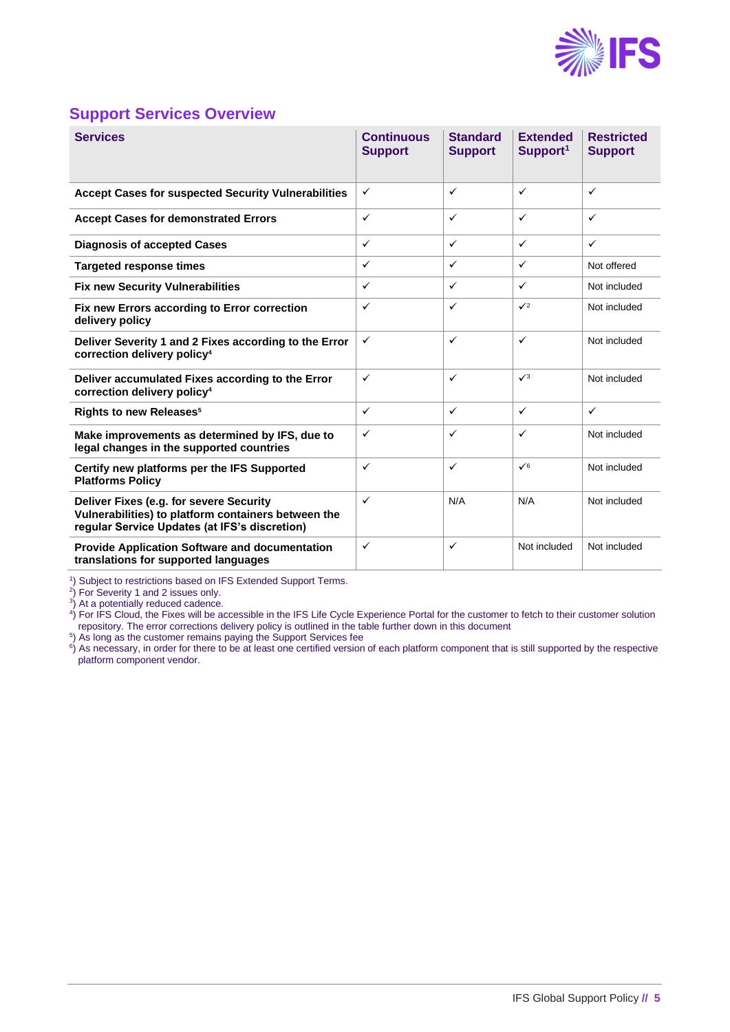## Support Services Overview

| Services | Continuous Support | Standard Support | Extended Support[1] | Restricted Support |
|---|---|---|---|---|
| **Accept Cases for suspected Security Vulnerabilities** | ✓ | ✓ | ✓ | ✓ |
| **Accept Cases for demonstrated Errors** | ✓ | ✓ | ✓ | ✓ |
| **Diagnosis of accepted Cases** | ✓ | ✓ | ✓ | ✓ |
| **Targeted response times** | ✓ | ✓ | ✓ | Not offered |
| **Fix new Security Vulnerabilities** | ✓ | ✓ | ✓ | Not included |
| **Fix new Errors according to Error correction delivery policy** | ✓ | ✓ | ✓[2] | Not included |
| **Deliver Severity 1 and 2 Fixes according to the Error correction delivery policy[4]** | ✓ | ✓ | ✓ | Not included |
| **Deliver accumulated Fixes according to the Error correction delivery policy[4]** | ✓ | ✓ | ✓[3] | Not included |
| **Rights to new Releases[5]** | ✓ | ✓ | ✓ | ✓ |
| **Make improvements as determined by IFS, due to legal changes in the supported countries** | ✓ | ✓ | ✓ | Not included |
| **Certify new platforms per the IFS Supported Platforms Policy** | ✓ | ✓ | ✓[6] | Not included |
| **Deliver Fixes (e.g. for severe Security Vulnerabilities) to platform containers between the regular Service Updates (at IFS's discretion)** | ✓ | N/A | N/A | Not included |
| **Provide Application Software and documentation translations for supported languages** | ✓ | ✓ | Not included | Not included |

[1]) Subject to restrictions based on IFS Extended Support Terms.
[2]) For Severity 1 and 2 issues only.
[3]) At a potentially reduced cadence.
[4]) For IFS Cloud, the Fixes will be accessible in the IFS Life Cycle Experience Portal for the customer to fetch to their customer solution repository. The error corrections delivery policy is outlined in the table further down in this document
[5]) As long as the customer remains paying the Support Services fee
[6]) As necessary, in order for there to be at least one certified version of each platform component that is still supported by the respective platform component vendor.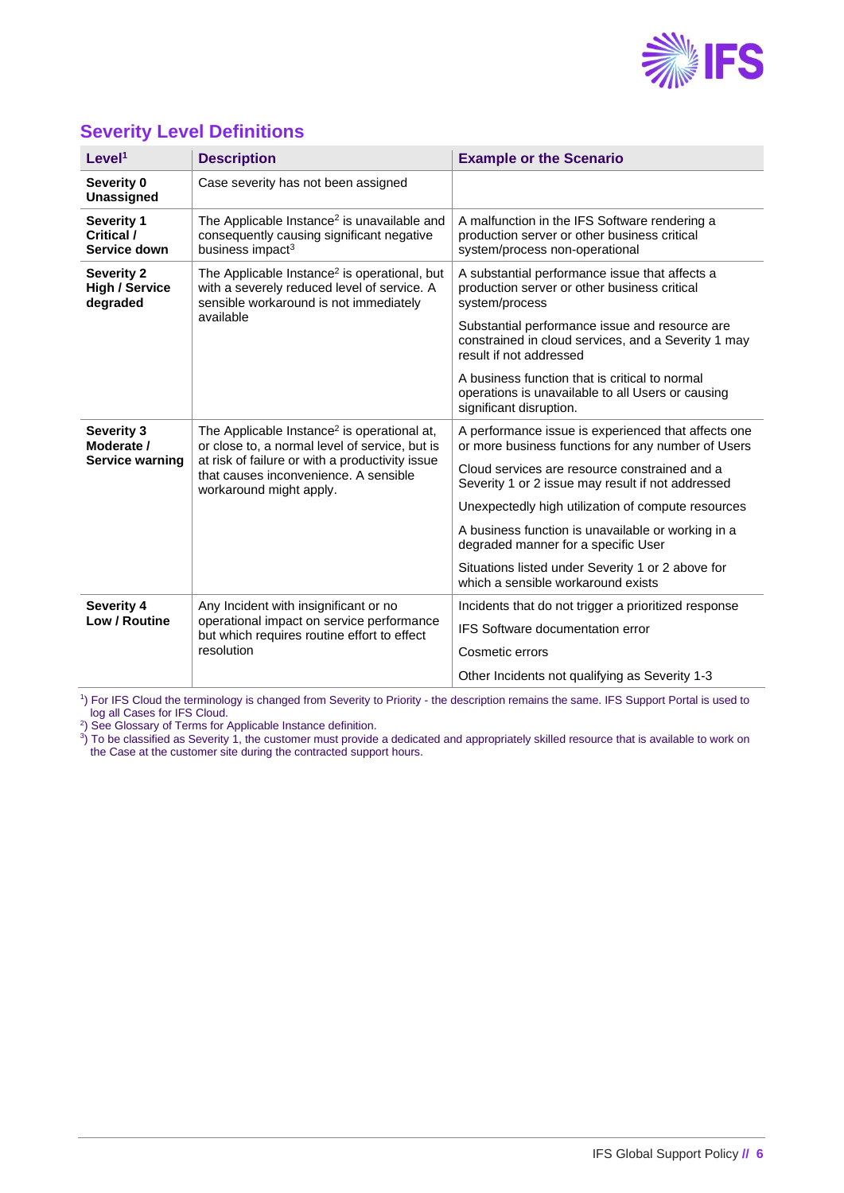## Severity Level Definitions

| Level[1] | Description | Example or the Scenario |
|---|---|---|
| **Severity 0 Unassigned** | Case severity has not been assigned | |
| **Severity 1 Critical / Service down** | The Applicable Instance[2] is unavailable and consequently causing significant negative business impact[3] | A malfunction in the IFS Software rendering a production server or other business critical system/process non-operational |
| **Severity 2 High / Service degraded** | The Applicable Instance[2] is operational, but with a severely reduced level of service. A sensible workaround is not immediately available | A substantial performance issue that affects a production server or other business critical system/process<br><br>Substantial performance issue and resource are constrained in cloud services, and a Severity 1 may result if not addressed<br><br>A business function that is critical to normal operations is unavailable to all Users or causing significant disruption. |
| **Severity 3 Moderate / Service warning** | The Applicable Instance[2] is operational at, or close to, a normal level of service, but is at risk of failure or with a productivity issue that causes inconvenience. A sensible workaround might apply. | A performance issue is experienced that affects one or more business functions for any number of Users<br><br>Cloud services are resource constrained and a Severity 1 or 2 issue may result if not addressed<br><br>Unexpectedly high utilization of compute resources<br><br>A business function is unavailable or working in a degraded manner for a specific User<br><br>Situations listed under Severity 1 or 2 above for which a sensible workaround exists |
| **Severity 4 Low / Routine** | Any Incident with insignificant or no operational impact on service performance but which requires routine effort to effect resolution | Incidents that do not trigger a prioritized response<br><br>IFS Software documentation error<br><br>Cosmetic errors<br><br>Other Incidents not qualifying as Severity 1-3 |

[1]) For IFS Cloud the terminology is changed from Severity to Priority - the description remains the same. IFS Support Portal is used to log all Cases for IFS Cloud.

[2]) See Glossary of Terms for Applicable Instance definition.

[3]) To be classified as Severity 1, the customer must provide a dedicated and appropriately skilled resource that is available to work on the Case at the customer site during the contracted support hours.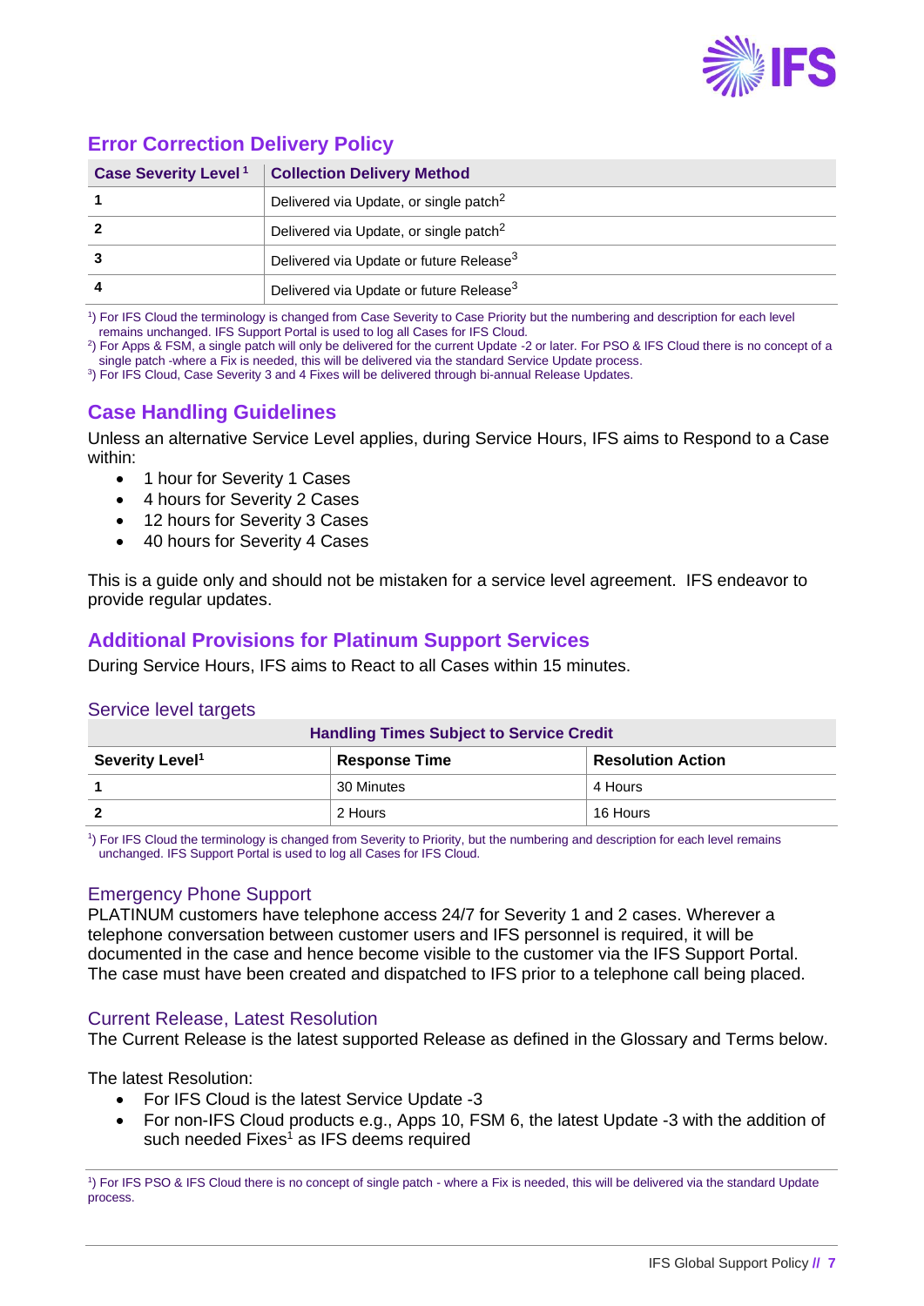## Error Correction Delivery Policy

| Case Severity Level[1] | Collection Delivery Method |
|---|---|
| **1** | Delivered via Update, or single patch[2] |
| **2** | Delivered via Update, or single patch[2] |
| **3** | Delivered via Update or future Release[3] |
| **4** | Delivered via Update or future Release[3] |

[1]) For IFS Cloud the terminology is changed from Case Severity to Case Priority but the numbering and description for each level remains unchanged. IFS Support Portal is used to log all Cases for IFS Cloud.
[2]) For Apps & FSM, a single patch will only be delivered for the current Update -2 or later. For PSO & IFS Cloud there is no concept of a single patch -where a Fix is needed, this will be delivered via the standard Service Update process.
[3]) For IFS Cloud, Case Severity 3 and 4 Fixes will be delivered through bi-annual Release Updates.

## Case Handling Guidelines

Unless an alternative Service Level applies, during Service Hours, IFS aims to Respond to a Case within:

- 1 hour for Severity 1 Cases
- 4 hours for Severity 2 Cases
- 12 hours for Severity 3 Cases
- 40 hours for Severity 4 Cases

This is a guide only and should not be mistaken for a service level agreement. IFS endeavor to provide regular updates.

## Additional Provisions for Platinum Support Services

During Service Hours, IFS aims to React to all Cases within 15 minutes.

### Service level targets

| Handling Times Subject to Service Credit | | |
|---|---|---|
| **Severity Level[1]** | **Response Time** | **Resolution Action** |
| **1** | 30 Minutes | 4 Hours |
| **2** | 2 Hours | 16 Hours |

[1]) For IFS Cloud the terminology is changed from Severity to Priority, but the numbering and description for each level remains unchanged. IFS Support Portal is used to log all Cases for IFS Cloud.

### Emergency Phone Support

PLATINUM customers have telephone access 24/7 for Severity 1 and 2 cases. Wherever a telephone conversation between customer users and IFS personnel is required, it will be documented in the case and hence become visible to the customer via the IFS Support Portal. The case must have been created and dispatched to IFS prior to a telephone call being placed.

### Current Release, Latest Resolution

The Current Release is the latest supported Release as defined in the Glossary and Terms below.

The latest Resolution:

- For IFS Cloud is the latest Service Update -3
- For non-IFS Cloud products e.g., Apps 10, FSM 6, the latest Update -3 with the addition of such needed Fixes[1] as IFS deems required

[1]) For IFS PSO & IFS Cloud there is no concept of single patch - where a Fix is needed, this will be delivered via the standard Update process.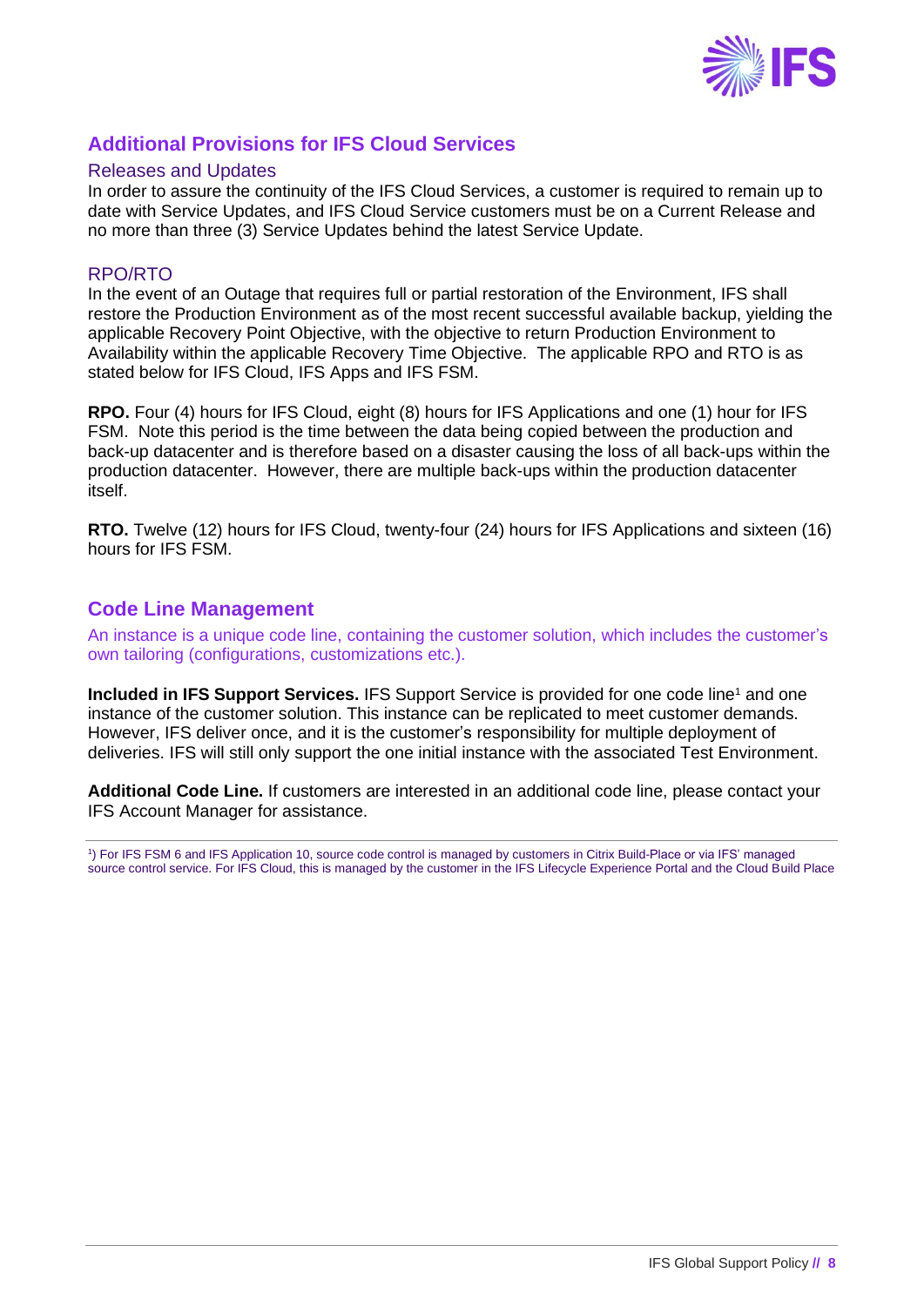## Additional Provisions for IFS Cloud Services

### Releases and Updates

In order to assure the continuity of the IFS Cloud Services, a customer is required to remain up to date with Service Updates, and IFS Cloud Service customers must be on a Current Release and no more than three (3) Service Updates behind the latest Service Update.

### RPO/RTO

In the event of an Outage that requires full or partial restoration of the Environment, IFS shall restore the Production Environment as of the most recent successful available backup, yielding the applicable Recovery Point Objective, with the objective to return Production Environment to Availability within the applicable Recovery Time Objective. The applicable RPO and RTO is as stated below for IFS Cloud, IFS Apps and IFS FSM.

**RPO.** Four (4) hours for IFS Cloud, eight (8) hours for IFS Applications and one (1) hour for IFS FSM. Note this period is the time between the data being copied between the production and back-up datacenter and is therefore based on a disaster causing the loss of all back-ups within the production datacenter. However, there are multiple back-ups within the production datacenter itself.

**RTO.** Twelve (12) hours for IFS Cloud, twenty-four (24) hours for IFS Applications and sixteen (16) hours for IFS FSM.

## Code Line Management

An instance is a unique code line, containing the customer solution, which includes the customer's own tailoring (configurations, customizations etc.).

**Included in IFS Support Services.** IFS Support Service is provided for one code line[1] and one instance of the customer solution. This instance can be replicated to meet customer demands. However, IFS deliver once, and it is the customer's responsibility for multiple deployment of deliveries. IFS will still only support the one initial instance with the associated Test Environment.

**Additional Code Line.** If customers are interested in an additional code line, please contact your IFS Account Manager for assistance.

[1]) For IFS FSM 6 and IFS Application 10, source code control is managed by customers in Citrix Build-Place or via IFS' managed source control service. For IFS Cloud, this is managed by the customer in the IFS Lifecycle Experience Portal and the Cloud Build Place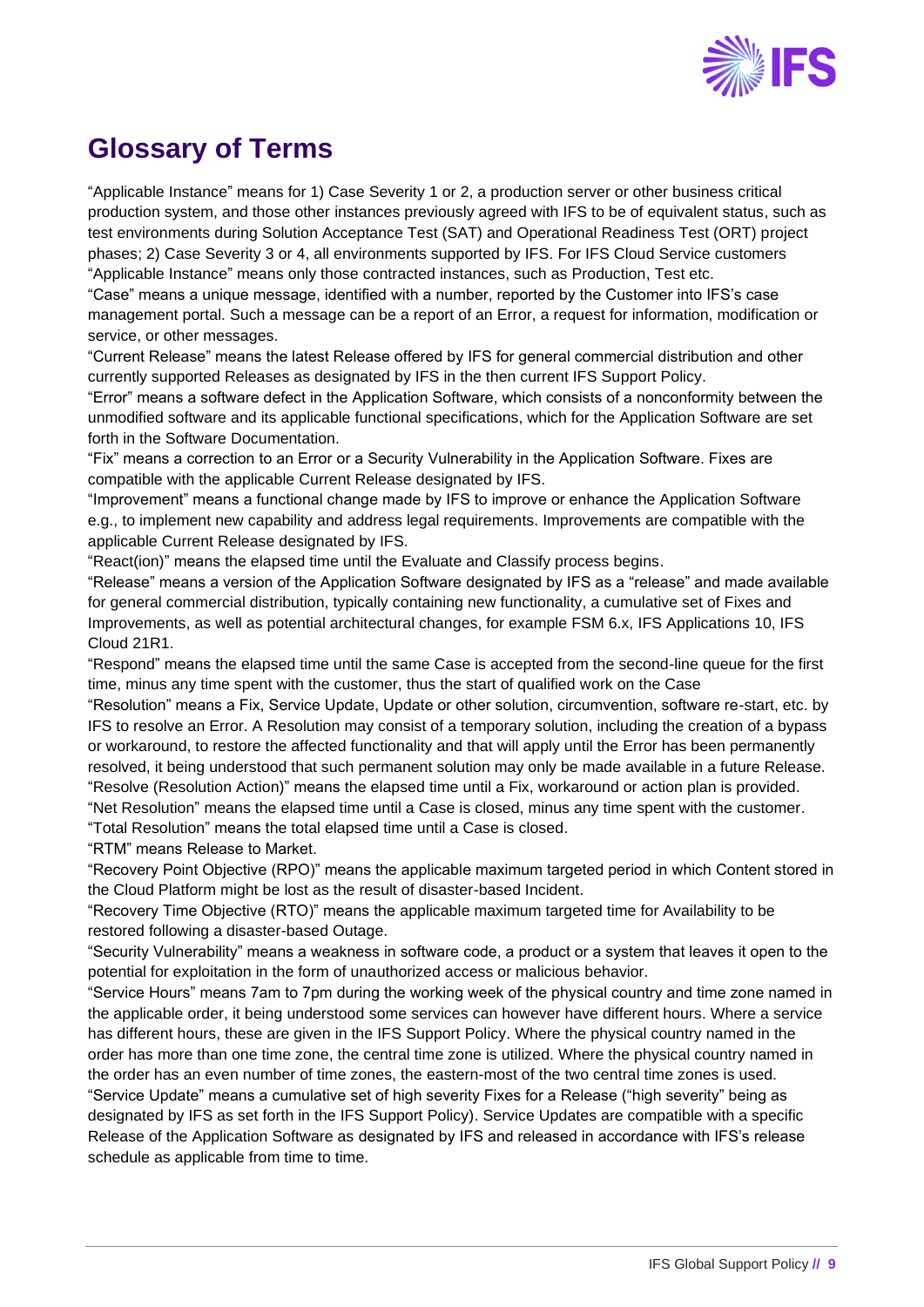# Glossary of Terms

“Applicable Instance” means for 1) Case Severity 1 or 2, a production server or other business critical production system, and those other instances previously agreed with IFS to be of equivalent status, such as test environments during Solution Acceptance Test (SAT) and Operational Readiness Test (ORT) project phases; 2) Case Severity 3 or 4, all environments supported by IFS. For IFS Cloud Service customers “Applicable Instance” means only those contracted instances, such as Production, Test etc.

“Case” means a unique message, identified with a number, reported by the Customer into IFS’s case management portal. Such a message can be a report of an Error, a request for information, modification or service, or other messages.

“Current Release” means the latest Release offered by IFS for general commercial distribution and other currently supported Releases as designated by IFS in the then current IFS Support Policy.

“Error” means a software defect in the Application Software, which consists of a nonconformity between the unmodified software and its applicable functional specifications, which for the Application Software are set forth in the Software Documentation.

“Fix” means a correction to an Error or a Security Vulnerability in the Application Software. Fixes are compatible with the applicable Current Release designated by IFS.

“Improvement” means a functional change made by IFS to improve or enhance the Application Software e.g., to implement new capability and address legal requirements. Improvements are compatible with the applicable Current Release designated by IFS.

“React(ion)” means the elapsed time until the Evaluate and Classify process begins.

“Release” means a version of the Application Software designated by IFS as a “release” and made available for general commercial distribution, typically containing new functionality, a cumulative set of Fixes and Improvements, as well as potential architectural changes, for example FSM 6.x, IFS Applications 10, IFS Cloud 21R1.

“Respond” means the elapsed time until the same Case is accepted from the second-line queue for the first time, minus any time spent with the customer, thus the start of qualified work on the Case

“Resolution” means a Fix, Service Update, Update or other solution, circumvention, software re-start, etc. by IFS to resolve an Error. A Resolution may consist of a temporary solution, including the creation of a bypass or workaround, to restore the affected functionality and that will apply until the Error has been permanently resolved, it being understood that such permanent solution may only be made available in a future Release.

“Resolve (Resolution Action)” means the elapsed time until a Fix, workaround or action plan is provided.

“Net Resolution” means the elapsed time until a Case is closed, minus any time spent with the customer.

“Total Resolution” means the total elapsed time until a Case is closed.

“RTM” means Release to Market.

“Recovery Point Objective (RPO)” means the applicable maximum targeted period in which Content stored in the Cloud Platform might be lost as the result of disaster-based Incident.

“Recovery Time Objective (RTO)” means the applicable maximum targeted time for Availability to be restored following a disaster-based Outage.

“Security Vulnerability” means a weakness in software code, a product or a system that leaves it open to the potential for exploitation in the form of unauthorized access or malicious behavior.

“Service Hours” means 7am to 7pm during the working week of the physical country and time zone named in the applicable order, it being understood some services can however have different hours. Where a service has different hours, these are given in the IFS Support Policy. Where the physical country named in the order has more than one time zone, the central time zone is utilized. Where the physical country named in the order has an even number of time zones, the eastern-most of the two central time zones is used.

“Service Update” means a cumulative set of high severity Fixes for a Release (“high severity” being as designated by IFS as set forth in the IFS Support Policy). Service Updates are compatible with a specific Release of the Application Software as designated by IFS and released in accordance with IFS’s release schedule as applicable from time to time.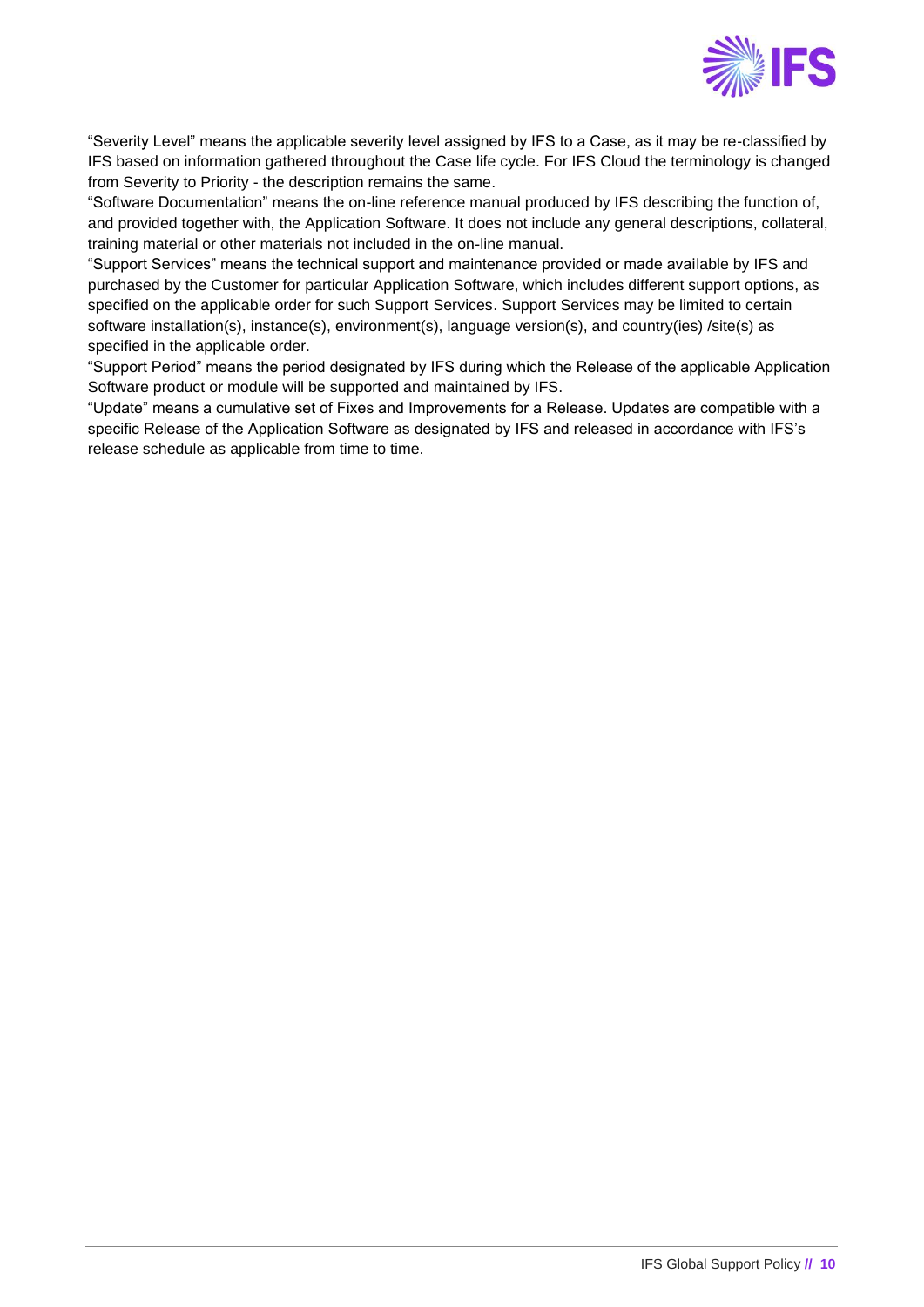“Severity Level” means the applicable severity level assigned by IFS to a Case, as it may be re-classified by IFS based on information gathered throughout the Case life cycle. For IFS Cloud the terminology is changed from Severity to Priority - the description remains the same.

“Software Documentation” means the on-line reference manual produced by IFS describing the function of, and provided together with, the Application Software. It does not include any general descriptions, collateral, training material or other materials not included in the on-line manual.

“Support Services” means the technical support and maintenance provided or made available by IFS and purchased by the Customer for particular Application Software, which includes different support options, as specified on the applicable order for such Support Services. Support Services may be limited to certain software installation(s), instance(s), environment(s), language version(s), and country(ies) /site(s) as specified in the applicable order.

“Support Period” means the period designated by IFS during which the Release of the applicable Application Software product or module will be supported and maintained by IFS.

“Update” means a cumulative set of Fixes and Improvements for a Release. Updates are compatible with a specific Release of the Application Software as designated by IFS and released in accordance with IFS’s release schedule as applicable from time to time.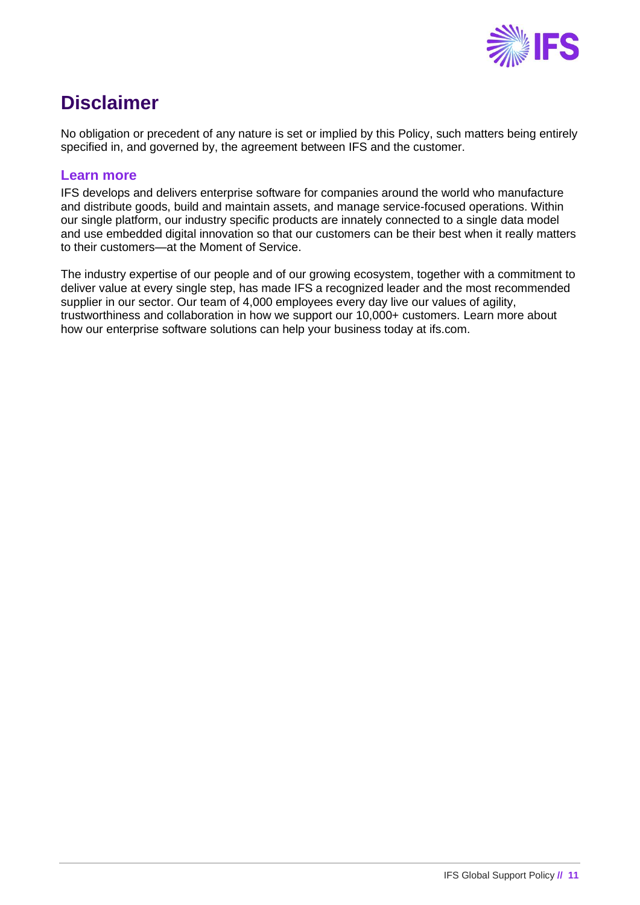# Disclaimer

No obligation or precedent of any nature is set or implied by this Policy, such matters being entirely specified in, and governed by, the agreement between IFS and the customer.

## Learn more

IFS develops and delivers enterprise software for companies around the world who manufacture and distribute goods, build and maintain assets, and manage service-focused operations. Within our single platform, our industry specific products are innately connected to a single data model and use embedded digital innovation so that our customers can be their best when it really matters to their customers—at the Moment of Service.

The industry expertise of our people and of our growing ecosystem, together with a commitment to deliver value at every single step, has made IFS a recognized leader and the most recommended supplier in our sector. Our team of 4,000 employees every day live our values of agility, trustworthiness and collaboration in how we support our 10,000+ customers. Learn more about how our enterprise software solutions can help your business today at ifs.com.